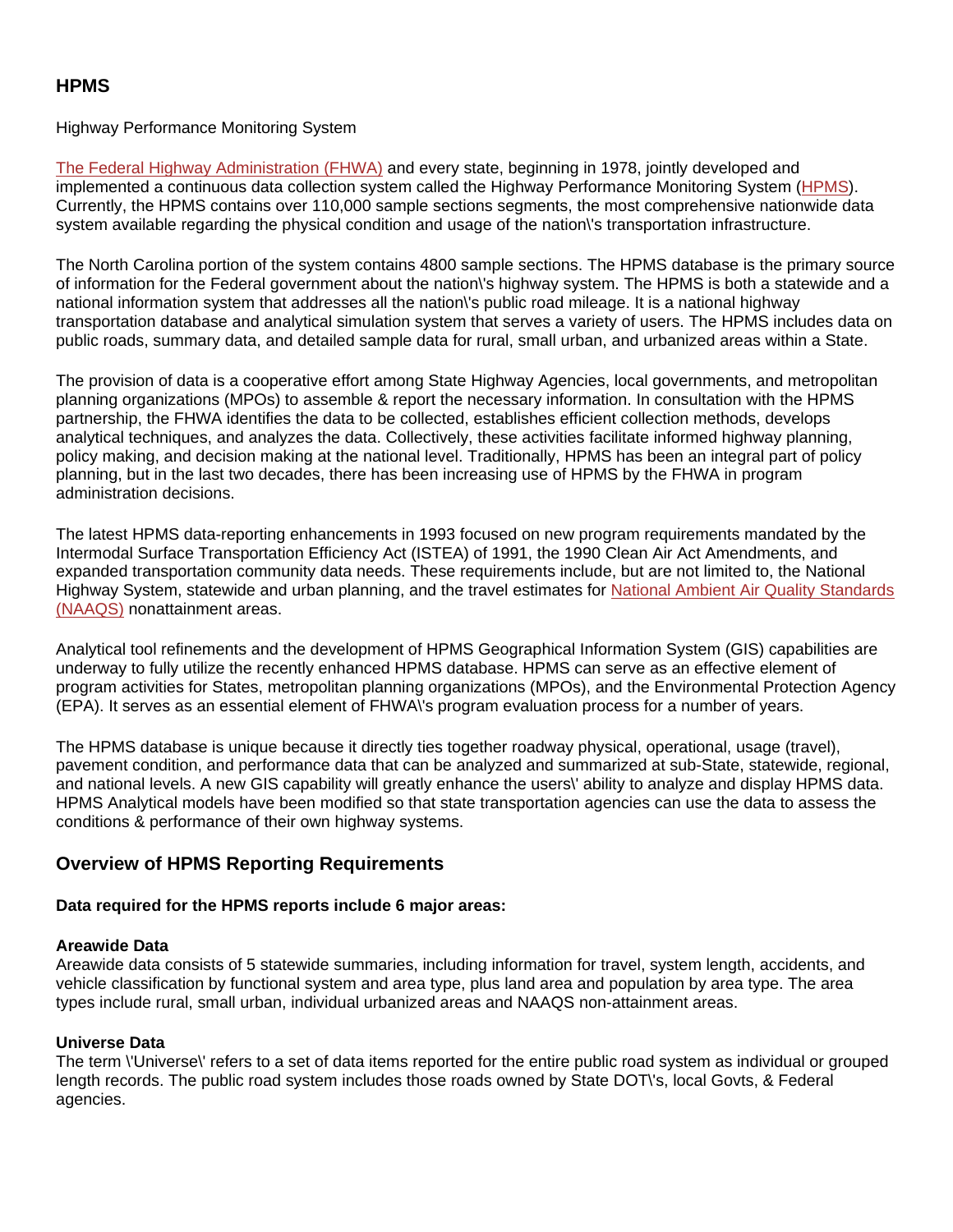## HPMS

Highway Performance Monitoring System

[The Federal Highway Administration (FHWA)] and every state, beginning in 1978, jointly developed and implemented a continuous data collection system called the Highway Performance Monitoring System ([HPMS]). Currently, the HPMS contains over 110,000 sample sections segments, the most comprehensive nationwide data system available regarding the physical condition and usage of the nation\'s transportation infrastructure.

The North Carolina portion of the system contains 4800 sample sections. The HPMS database is the primary source of information for the Federal government about the nation\'s highway system. The HPMS is both a statewide and a national information system that addresses all the nation\'s public road mileage. It is a national highway transportation database and analytical simulation system that serves a variety of users. The HPMS includes data on public roads, summary data, and detailed sample data for rural, small urban, and urbanized areas within a State.

The provision of data is a cooperative effort among State Highway Agencies, local governments, and metropolitan planning organizations (MPOs) to assemble & report the necessary information. In consultation with the HPMS partnership, the FHWA identifies the data to be collected, establishes efficient collection methods, develops analytical techniques, and analyzes the data. Collectively, these activities facilitate informed highway planning, policy making, and decision making at the national level. Traditionally, HPMS has been an integral part of policy planning, but in the last two decades, there has been increasing use of HPMS by the FHWA in program administration decisions.

The latest HPMS data-reporting enhancements in 1993 focused on new program requirements mandated by the Intermodal Surface Transportation Efficiency Act (ISTEA) of 1991, the 1990 Clean Air Act Amendments, and expanded transportation community data needs. These requirements include, but are not limited to, the National Highway System, statewide and urban planning, and the travel estimates for [National Ambient Air Quality Standards (NAAQS)] nonattainment areas.

Analytical tool refinements and the development of HPMS Geographical Information System (GIS) capabilities are underway to fully utilize the recently enhanced HPMS database. HPMS can serve as an effective element of program activities for States, metropolitan planning organizations (MPOs), and the Environmental Protection Agency (EPA). It serves as an essential element of FHWA\'s program evaluation process for a number of years.

The HPMS database is unique because it directly ties together roadway physical, operational, usage (travel), pavement condition, and performance data that can be analyzed and summarized at sub-State, statewide, regional, and national levels. A new GIS capability will greatly enhance the users\' ability to analyze and display HPMS data. HPMS Analytical models have been modified so that state transportation agencies can use the data to assess the conditions & performance of their own highway systems.

### Overview of HPMS Reporting Requirements

**Data required for the HPMS reports include 6 major areas:**

**Areawide Data**
Areawide data consists of 5 statewide summaries, including information for travel, system length, accidents, and vehicle classification by functional system and area type, plus land area and population by area type. The area types include rural, small urban, individual urbanized areas and NAAQS non-attainment areas.

**Universe Data**
The term \'Universe\' refers to a set of data items reported for the entire public road system as individual or grouped length records. The public road system includes those roads owned by State DOT\'s, local Govts, & Federal agencies.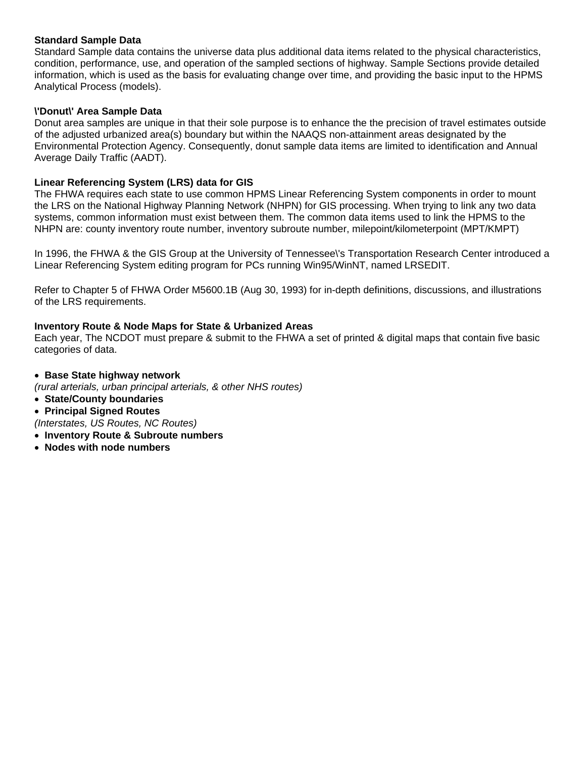**Standard Sample Data**
Standard Sample data contains the universe data plus additional data items related to the physical characteristics, condition, performance, use, and operation of the sampled sections of highway. Sample Sections provide detailed information, which is used as the basis for evaluating change over time, and providing the basic input to the HPMS Analytical Process (models).

**\'Donut\' Area Sample Data**
Donut area samples are unique in that their sole purpose is to enhance the the precision of travel estimates outside of the adjusted urbanized area(s) boundary but within the NAAQS non-attainment areas designated by the Environmental Protection Agency. Consequently, donut sample data items are limited to identification and Annual Average Daily Traffic (AADT).

**Linear Referencing System (LRS) data for GIS**
The FHWA requires each state to use common HPMS Linear Referencing System components in order to mount the LRS on the National Highway Planning Network (NHPN) for GIS processing. When trying to link any two data systems, common information must exist between them. The common data items used to link the HPMS to the NHPN are: county inventory route number, inventory subroute number, milepoint/kilometerpoint (MPT/KMPT)

In 1996, the FHWA & the GIS Group at the University of Tennessee\'s Transportation Research Center introduced a Linear Referencing System editing program for PCs running Win95/WinNT, named LRSEDIT.

Refer to Chapter 5 of FHWA Order M5600.1B (Aug 30, 1993) for in-depth definitions, discussions, and illustrations of the LRS requirements.

**Inventory Route & Node Maps for State & Urbanized Areas**
Each year, The NCDOT must prepare & submit to the FHWA a set of printed & digital maps that contain five basic categories of data.

- **Base State highway network**
*(rural arterials, urban principal arterials, & other NHS routes)*
- **State/County boundaries**
- **Principal Signed Routes**
*(Interstates, US Routes, NC Routes)*
- **Inventory Route & Subroute numbers**
- **Nodes with node numbers**